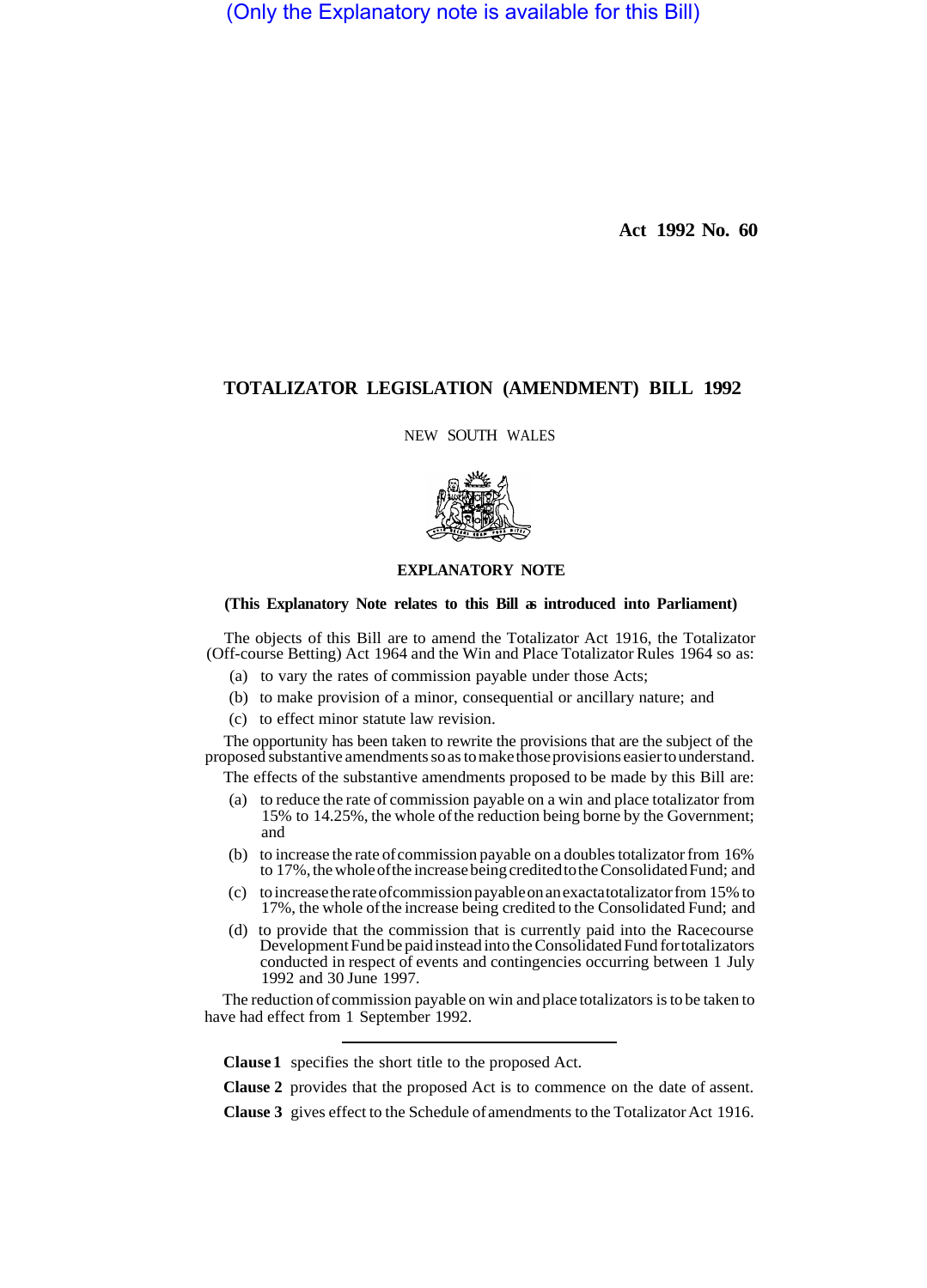(Only the Explanatory note is available for this Bill)

**Act 1992 No. 60**

# TOTALIZATOR LEGISLATION (AMENDMENT) BILL 1992

NEW SOUTH WALES

## EXPLANATORY NOTE

**(This Explanatory Note relates to this Bill as introduced into Parliament)**

The objects of this Bill are to amend the Totalizator Act 1916, the Totalizator (Off-course Betting) Act 1964 and the Win and Place Totalizator Rules 1964 so as:

- (a) to vary the rates of commission payable under those Acts;
- (b) to make provision of a minor, consequential or ancillary nature; and
- (c) to effect minor statute law revision.

The opportunity has been taken to rewrite the provisions that are the subject of the proposed substantive amendments so as to make those provisions easier to understand.

The effects of the substantive amendments proposed to be made by this Bill are:

- (a) to reduce the rate of commission payable on a win and place totalizator from 15% to 14.25%, the whole of the reduction being borne by the Government; and
- (b) to increase the rate of commission payable on a doubles totalizator from 16% to 17%, the whole of the increase being credited to the Consolidated Fund; and
- (c) to increase the rate of commission payable on an exacta totalizator from 15% to 17%, the whole of the increase being credited to the Consolidated Fund; and
- (d) to provide that the commission that is currently paid into the Racecourse Development Fund be paid instead into the Consolidated Fund for totalizators conducted in respect of events and contingencies occurring between 1 July 1992 and 30 June 1997.

The reduction of commission payable on win and place totalizators is to be taken to have had effect from 1 September 1992.

---

**Clause 1** specifies the short title to the proposed Act.

**Clause 2** provides that the proposed Act is to commence on the date of assent.

**Clause 3** gives effect to the Schedule of amendments to the Totalizator Act 1916.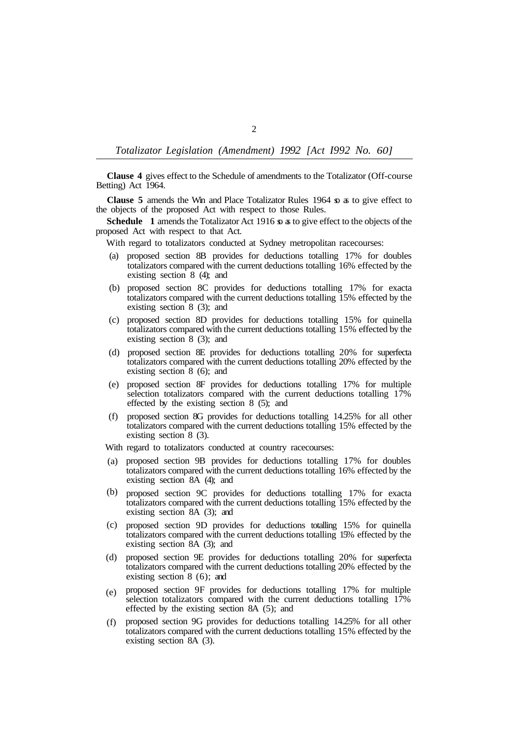**Clause 4** gives effect to the Schedule of amendments to the Totalizator (Off-course Betting) Act 1964.

**Clause 5** amends the Win and Place Totalizator Rules 1964 so as to give effect to the objects of the proposed Act with respect to those Rules.

**Schedule 1** amends the Totalizator Act 1916 so as to give effect to the objects of the proposed Act with respect to that Act.

With regard to totalizators conducted at Sydney metropolitan racecourses:

(a) proposed section 8B provides for deductions totalling 17% for doubles totalizators compared with the current deductions totalling 16% effected by the existing section 8 (4); and

(b) proposed section 8C provides for deductions totalling 17% for exacta totalizators compared with the current deductions totalling 15% effected by the existing section 8 (3); and

(c) proposed section 8D provides for deductions totalling 15% for quinella totalizators compared with the current deductions totalling 15% effected by the existing section 8 (3); and

(d) proposed section 8E provides for deductions totalling 20% for superfecta totalizators compared with the current deductions totalling 20% effected by the existing section 8 (6); and

(e) proposed section 8F provides for deductions totalling 17% for multiple selection totalizators compared with the current deductions totalling 17% effected by the existing section 8 (5); and

(f) proposed section 8G provides for deductions totalling 14.25% for all other totalizators compared with the current deductions totalling 15% effected by the existing section 8 (3).

With regard to totalizators conducted at country racecourses:

(a) proposed section 9B provides for deductions totalling 17% for doubles totalizators compared with the current deductions totalling 16% effected by the existing section 8A (4); and

(b) proposed section 9C provides for deductions totalling 17% for exacta totalizators compared with the current deductions totalling 15% effected by the existing section 8A (3); and

(c) proposed section 9D provides for deductions totalling 15% for quinella totalizators compared with the current deductions totalling 15% effected by the existing section 8A (3); and

(d) proposed section 9E provides for deductions totalling 20% for superfecta totalizators compared with the current deductions totalling 20% effected by the existing section 8 (6); and

(e) proposed section 9F provides for deductions totalling 17% for multiple selection totalizators compared with the current deductions totalling 17% effected by the existing section 8A (5); and

(f) proposed section 9G provides for deductions totalling 14.25% for all other totalizators compared with the current deductions totalling 15% effected by the existing section 8A (3).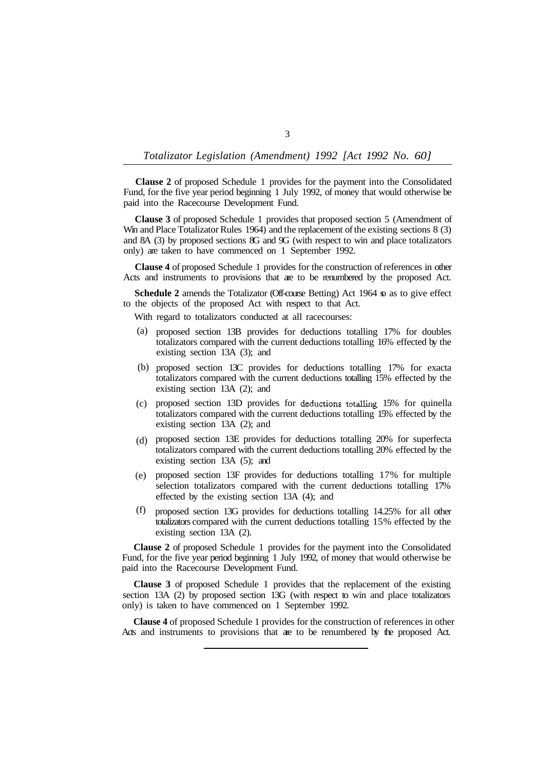**Clause 2** of proposed Schedule 1 provides for the payment into the Consolidated Fund, for the five year period beginning 1 July 1992, of money that would otherwise be paid into the Racecourse Development Fund.

**Clause 3** of proposed Schedule 1 provides that proposed section 5 (Amendment of Win and Place Totalizator Rules 1964) and the replacement of the existing sections 8 (3) and 8A (3) by proposed sections 8G and 9G (with respect to win and place totalizators only) are taken to have commenced on 1 September 1992.

**Clause 4** of proposed Schedule 1 provides for the construction of references in other Acts and instruments to provisions that are to be renumbered by the proposed Act.

**Schedule 2** amends the Totalizator (Off-course Betting) Act 1964 so as to give effect to the objects of the proposed Act with respect to that Act.

With regard to totalizators conducted at all racecourses:

(a) proposed section 13B provides for deductions totalling 17% for doubles totalizators compared with the current deductions totalling 16% effected by the existing section 13A (3); and

(b) proposed section 13C provides for deductions totalling 17% for exacta totalizators compared with the current deductions totalling 15% effected by the existing section 13A (2); and

(c) proposed section 13D provides for deductions totalling 15% for quinella totalizators compared with the current deductions totalling 15% effected by the existing section 13A (2); and

(d) proposed section 13E provides for deductions totalling 20% for superfecta totalizators compared with the current deductions totalling 20% effected by the existing section 13A (5); and

(e) proposed section 13F provides for deductions totalling 17% for multiple selection totalizators compared with the current deductions totalling 17% effected by the existing section 13A (4); and

(f) proposed section 13G provides for deductions totalling 14.25% for all other totalizators compared with the current deductions totalling 15% effected by the existing section 13A (2).

**Clause 2** of proposed Schedule 1 provides for the payment into the Consolidated Fund, for the five year period beginning 1 July 1992, of money that would otherwise be paid into the Racecourse Development Fund.

**Clause 3** of proposed Schedule 1 provides that the replacement of the existing section 13A (2) by proposed section 13G (with respect to win and place totalizators only) is taken to have commenced on 1 September 1992.

**Clause 4** of proposed Schedule 1 provides for the construction of references in other Acts and instruments to provisions that are to be renumbered by the proposed Act.